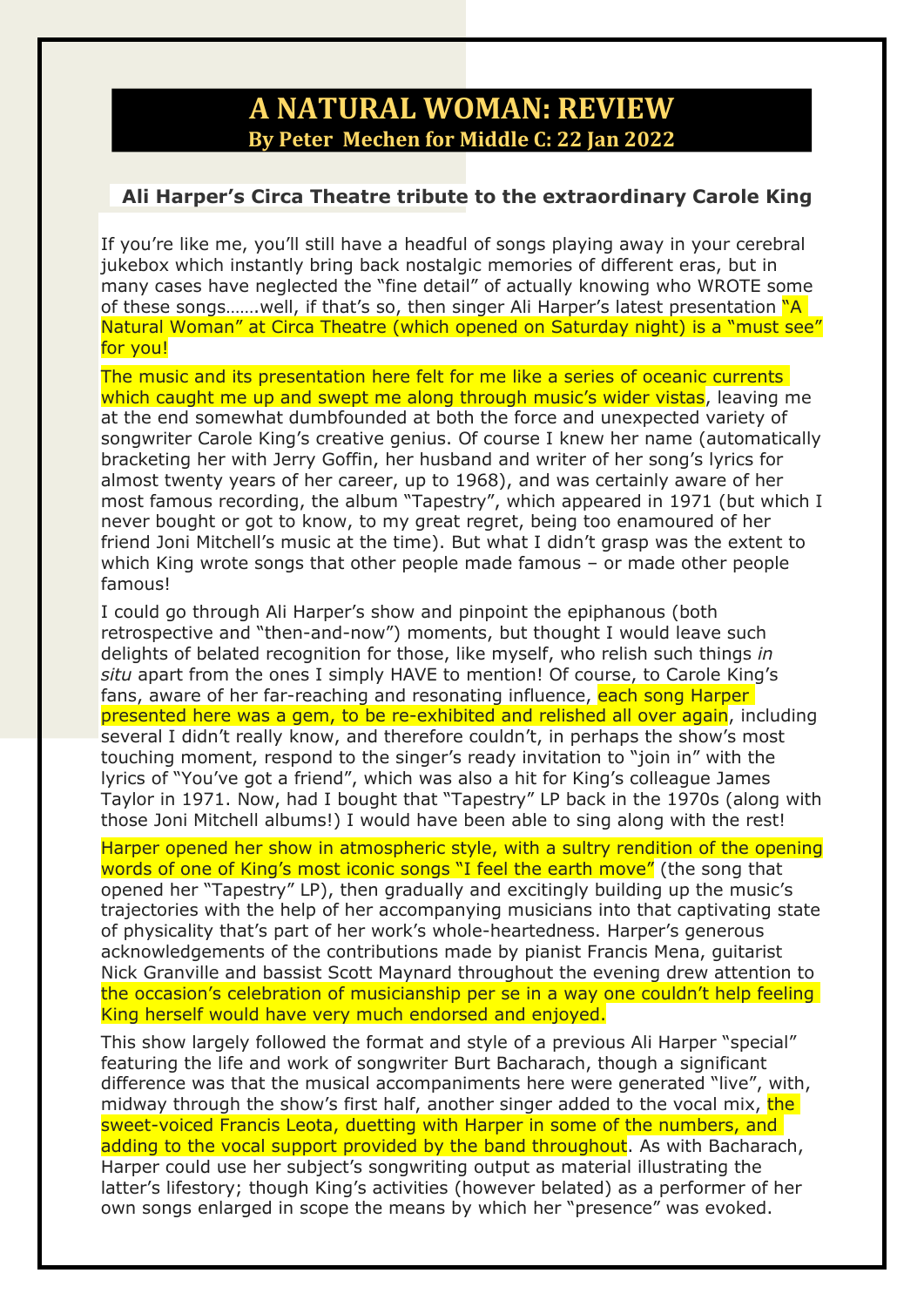# A NATURAL WOMAN: REVIEW

## By Peter Mechen for Middle C: 22 Jan 2022

**Ali Harper's Circa Theatre tribute to the extraordinary Carole King**

If you're like me, you'll still have a headful of songs playing away in your cerebral jukebox which instantly bring back nostalgic memories of different eras, but in many cases have neglected the "fine detail" of actually knowing who WROTE some of these songs…….well, if that's so, then singer Ali Harper's latest presentation "A Natural Woman" at Circa Theatre (which opened on Saturday night) is a "must see" for you!

The music and its presentation here felt for me like a series of oceanic currents which caught me up and swept me along through music's wider vistas, leaving me at the end somewhat dumbfounded at both the force and unexpected variety of songwriter Carole King's creative genius. Of course I knew her name (automatically bracketing her with Jerry Goffin, her husband and writer of her song's lyrics for almost twenty years of her career, up to 1968), and was certainly aware of her most famous recording, the album "Tapestry", which appeared in 1971 (but which I never bought or got to know, to my great regret, being too enamoured of her friend Joni Mitchell's music at the time). But what I didn't grasp was the extent to which King wrote songs that other people made famous – or made other people famous!

I could go through Ali Harper's show and pinpoint the epiphanous (both retrospective and "then-and-now") moments, but thought I would leave such delights of belated recognition for those, like myself, who relish such things *in situ* apart from the ones I simply HAVE to mention! Of course, to Carole King's fans, aware of her far-reaching and resonating influence, each song Harper presented here was a gem, to be re-exhibited and relished all over again, including several I didn't really know, and therefore couldn't, in perhaps the show's most touching moment, respond to the singer's ready invitation to "join in" with the lyrics of "You've got a friend", which was also a hit for King's colleague James Taylor in 1971. Now, had I bought that "Tapestry" LP back in the 1970s (along with those Joni Mitchell albums!) I would have been able to sing along with the rest!

Harper opened her show in atmospheric style, with a sultry rendition of the opening words of one of King's most iconic songs "I feel the earth move" (the song that opened her "Tapestry" LP), then gradually and excitingly building up the music's trajectories with the help of her accompanying musicians into that captivating state of physicality that's part of her work's whole-heartedness. Harper's generous acknowledgements of the contributions made by pianist Francis Mena, guitarist Nick Granville and bassist Scott Maynard throughout the evening drew attention to the occasion's celebration of musicianship per se in a way one couldn't help feeling King herself would have very much endorsed and enjoyed.

This show largely followed the format and style of a previous Ali Harper "special" featuring the life and work of songwriter Burt Bacharach, though a significant difference was that the musical accompaniments here were generated "live", with, midway through the show's first half, another singer added to the vocal mix, the sweet-voiced Francis Leota, duetting with Harper in some of the numbers, and adding to the vocal support provided by the band throughout. As with Bacharach, Harper could use her subject's songwriting output as material illustrating the latter's lifestory; though King's activities (however belated) as a performer of her own songs enlarged in scope the means by which her "presence" was evoked.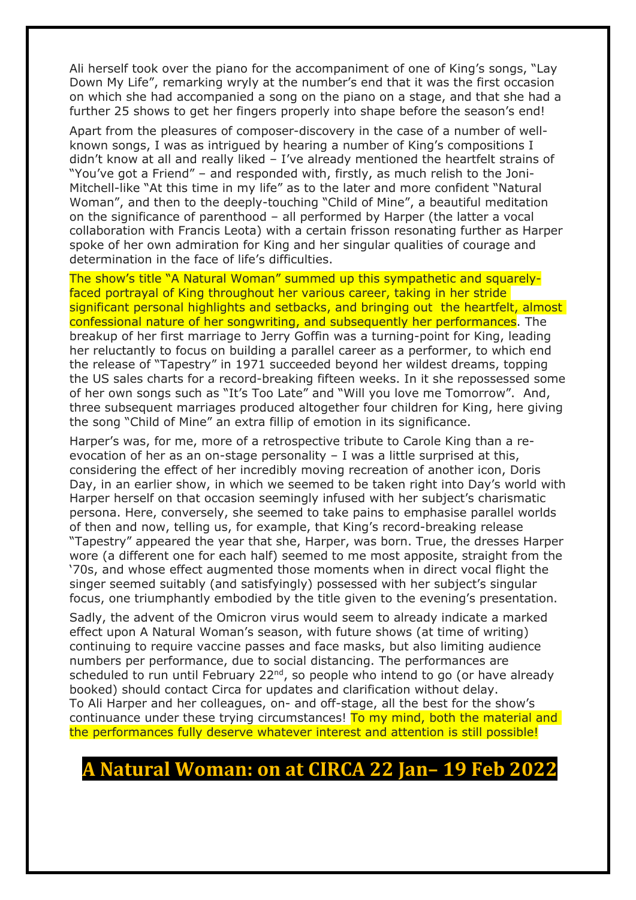Ali herself took over the piano for the accompaniment of one of King's songs, "Lay Down My Life", remarking wryly at the number's end that it was the first occasion on which she had accompanied a song on the piano on a stage, and that she had a further 25 shows to get her fingers properly into shape before the season's end!

Apart from the pleasures of composer-discovery in the case of a number of well-known songs, I was as intrigued by hearing a number of King's compositions I didn't know at all and really liked – I've already mentioned the heartfelt strains of "You've got a Friend" – and responded with, firstly, as much relish to the Joni-Mitchell-like "At this time in my life" as to the later and more confident "Natural Woman", and then to the deeply-touching "Child of Mine", a beautiful meditation on the significance of parenthood – all performed by Harper (the latter a vocal collaboration with Francis Leota) with a certain frisson resonating further as Harper spoke of her own admiration for King and her singular qualities of courage and determination in the face of life's difficulties.

The show's title "A Natural Woman" summed up this sympathetic and squarely-faced portrayal of King throughout her various career, taking in her stride significant personal highlights and setbacks, and bringing out the heartfelt, almost confessional nature of her songwriting, and subsequently her performances. The breakup of her first marriage to Jerry Goffin was a turning-point for King, leading her reluctantly to focus on building a parallel career as a performer, to which end the release of "Tapestry" in 1971 succeeded beyond her wildest dreams, topping the US sales charts for a record-breaking fifteen weeks. In it she repossessed some of her own songs such as "It's Too Late" and "Will you love me Tomorrow". And, three subsequent marriages produced altogether four children for King, here giving the song "Child of Mine" an extra fillip of emotion in its significance.

Harper's was, for me, more of a retrospective tribute to Carole King than a re-evocation of her as an on-stage personality – I was a little surprised at this, considering the effect of her incredibly moving recreation of another icon, Doris Day, in an earlier show, in which we seemed to be taken right into Day's world with Harper herself on that occasion seemingly infused with her subject's charismatic persona. Here, conversely, she seemed to take pains to emphasise parallel worlds of then and now, telling us, for example, that King's record-breaking release "Tapestry" appeared the year that she, Harper, was born. True, the dresses Harper wore (a different one for each half) seemed to me most apposite, straight from the '70s, and whose effect augmented those moments when in direct vocal flight the singer seemed suitably (and satisfyingly) possessed with her subject's singular focus, one triumphantly embodied by the title given to the evening's presentation.

Sadly, the advent of the Omicron virus would seem to already indicate a marked effect upon A Natural Woman's season, with future shows (at time of writing) continuing to require vaccine passes and face masks, but also limiting audience numbers per performance, due to social distancing. The performances are scheduled to run until February 22nd, so people who intend to go (or have already booked) should contact Circa for updates and clarification without delay.
To Ali Harper and her colleagues, on- and off-stage, all the best for the show's continuance under these trying circumstances! To my mind, both the material and the performances fully deserve whatever interest and attention is still possible!

**A Natural Woman: on at CIRCA 22 Jan– 19 Feb 2022**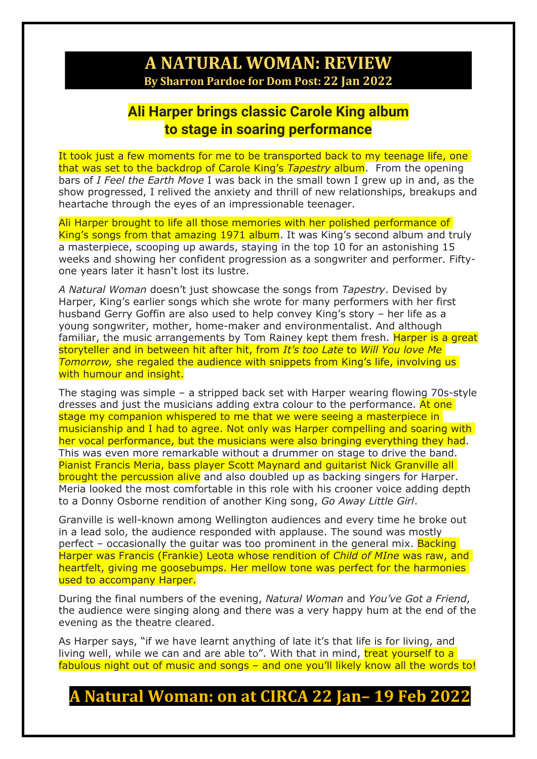# A NATURAL WOMAN: REVIEW

**By Sharron Pardoe for Dom Post: 22 Jan 2022**

## Ali Harper brings classic Carole King album to stage in soaring performance

It took just a few moments for me to be transported back to my teenage life, one that was set to the backdrop of Carole King's *Tapestry* album. From the opening bars of *I Feel the Earth Move* I was back in the small town I grew up in and, as the show progressed, I relived the anxiety and thrill of new relationships, breakups and heartache through the eyes of an impressionable teenager.

Ali Harper brought to life all those memories with her polished performance of King's songs from that amazing 1971 album. It was King's second album and truly a masterpiece, scooping up awards, staying in the top 10 for an astonishing 15 weeks and showing her confident progression as a songwriter and performer. Fifty-one years later it hasn't lost its lustre.

*A Natural Woman* doesn't just showcase the songs from *Tapestry*. Devised by Harper, King's earlier songs which she wrote for many performers with her first husband Gerry Goffin are also used to help convey King's story – her life as a young songwriter, mother, home-maker and environmentalist. And although familiar, the music arrangements by Tom Rainey kept them fresh. Harper is a great storyteller and in between hit after hit, from *It's too Late* to *Will You love Me Tomorrow,* she regaled the audience with snippets from King's life, involving us with humour and insight.

The staging was simple – a stripped back set with Harper wearing flowing 70s-style dresses and just the musicians adding extra colour to the performance. At one stage my companion whispered to me that we were seeing a masterpiece in musicianship and I had to agree. Not only was Harper compelling and soaring with her vocal performance, but the musicians were also bringing everything they had. This was even more remarkable without a drummer on stage to drive the band. Pianist Francis Meria, bass player Scott Maynard and guitarist Nick Granville all brought the percussion alive and also doubled up as backing singers for Harper. Meria looked the most comfortable in this role with his crooner voice adding depth to a Donny Osborne rendition of another King song, *Go Away Little Girl*.

Granville is well-known among Wellington audiences and every time he broke out in a lead solo, the audience responded with applause. The sound was mostly perfect – occasionally the guitar was too prominent in the general mix. Backing Harper was Francis (Frankie) Leota whose rendition of *Child of MIne* was raw, and heartfelt, giving me goosebumps. Her mellow tone was perfect for the harmonies used to accompany Harper.

During the final numbers of the evening, *Natural Woman* and *You've Got a Friend*, the audience were singing along and there was a very happy hum at the end of the evening as the theatre cleared.

As Harper says, "if we have learnt anything of late it's that life is for living, and living well, while we can and are able to". With that in mind, treat yourself to a fabulous night out of music and songs – and one you'll likely know all the words to!

**A Natural Woman: on at CIRCA 22 Jan– 19 Feb 2022**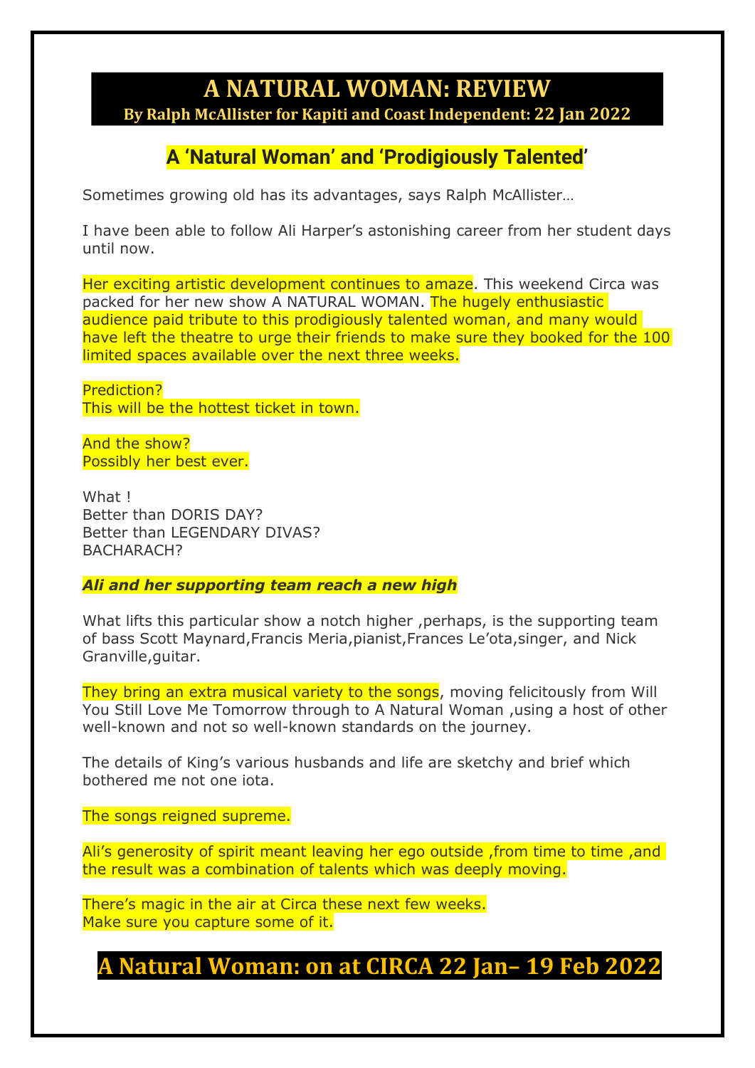# A NATURAL WOMAN: REVIEW

**By Ralph McAllister for Kapiti and Coast Independent: 22 Jan 2022**

## A 'Natural Woman' and 'Prodigiously Talented'

Sometimes growing old has its advantages, says Ralph McAllister…

I have been able to follow Ali Harper's astonishing career from her student days until now.

Her exciting artistic development continues to amaze. This weekend Circa was packed for her new show A NATURAL WOMAN. The hugely enthusiastic audience paid tribute to this prodigiously talented woman, and many would have left the theatre to urge their friends to make sure they booked for the 100 limited spaces available over the next three weeks.

Prediction?
This will be the hottest ticket in town.

And the show?
Possibly her best ever.

What !
Better than DORIS DAY?
Better than LEGENDARY DIVAS?
BACHARACH?

***Ali and her supporting team reach a new high***

What lifts this particular show a notch higher ,perhaps, is the supporting team of bass Scott Maynard,Francis Meria,pianist,Frances Le'ota,singer, and Nick Granville,guitar.

They bring an extra musical variety to the songs, moving felicitously from Will You Still Love Me Tomorrow through to A Natural Woman ,using a host of other well-known and not so well-known standards on the journey.

The details of King's various husbands and life are sketchy and brief which bothered me not one iota.

The songs reigned supreme.

Ali's generosity of spirit meant leaving her ego outside ,from time to time ,and the result was a combination of talents which was deeply moving.

There's magic in the air at Circa these next few weeks.
Make sure you capture some of it.

## A Natural Woman: on at CIRCA 22 Jan– 19 Feb 2022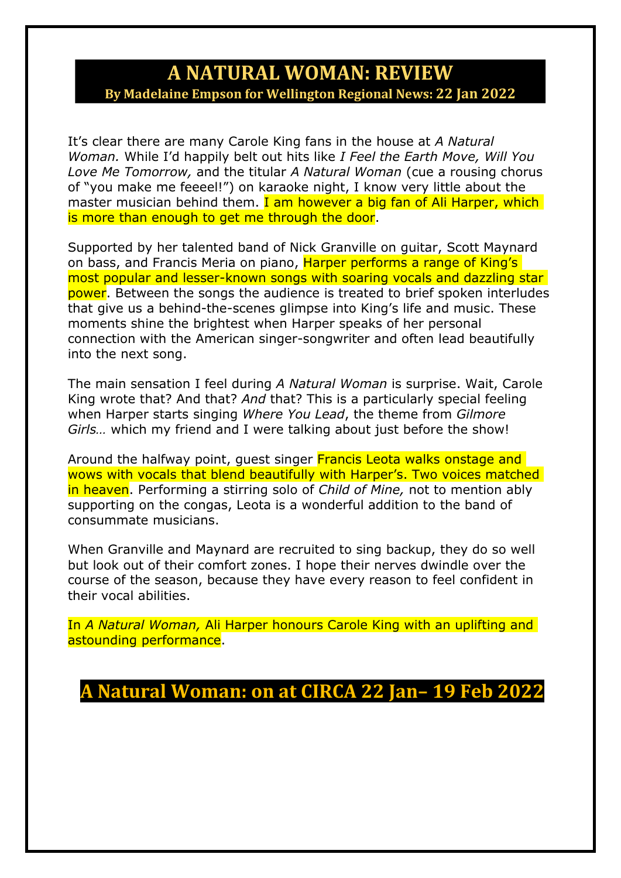# A NATURAL WOMAN: REVIEW

**By Madelaine Empson for Wellington Regional News: 22 Jan 2022**

It's clear there are many Carole King fans in the house at *A Natural Woman.* While I'd happily belt out hits like *I Feel the Earth Move, Will You Love Me Tomorrow,* and the titular *A Natural Woman* (cue a rousing chorus of "you make me feeeel!") on karaoke night, I know very little about the master musician behind them. I am however a big fan of Ali Harper, which is more than enough to get me through the door.

Supported by her talented band of Nick Granville on guitar, Scott Maynard on bass, and Francis Meria on piano, Harper performs a range of King's most popular and lesser-known songs with soaring vocals and dazzling star power. Between the songs the audience is treated to brief spoken interludes that give us a behind-the-scenes glimpse into King's life and music. These moments shine the brightest when Harper speaks of her personal connection with the American singer-songwriter and often lead beautifully into the next song.

The main sensation I feel during *A Natural Woman* is surprise. Wait, Carole King wrote that? And that? *And* that? This is a particularly special feeling when Harper starts singing *Where You Lead*, the theme from *Gilmore Girls…* which my friend and I were talking about just before the show!

Around the halfway point, guest singer Francis Leota walks onstage and wows with vocals that blend beautifully with Harper's. Two voices matched in heaven. Performing a stirring solo of *Child of Mine,* not to mention ably supporting on the congas, Leota is a wonderful addition to the band of consummate musicians.

When Granville and Maynard are recruited to sing backup, they do so well but look out of their comfort zones. I hope their nerves dwindle over the course of the season, because they have every reason to feel confident in their vocal abilities.

In *A Natural Woman,* Ali Harper honours Carole King with an uplifting and astounding performance.

## A Natural Woman: on at CIRCA 22 Jan– 19 Feb 2022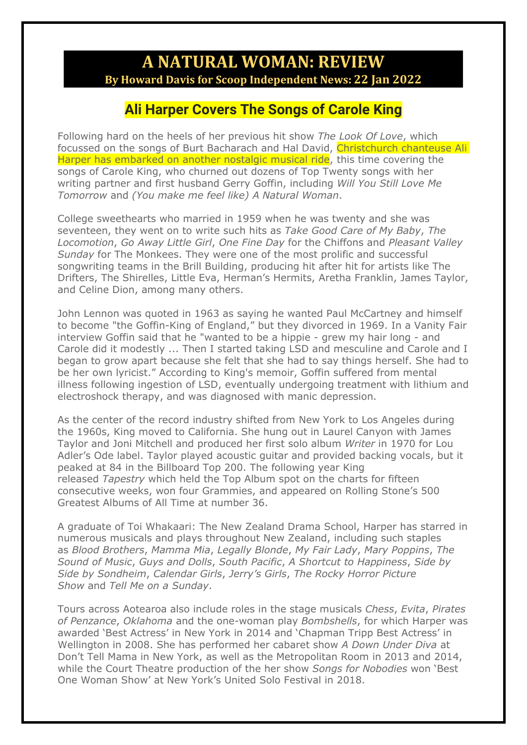# A NATURAL WOMAN: REVIEW

**By Howard Davis for Scoop Independent News: 22 Jan 2022**

## Ali Harper Covers The Songs of Carole King

Following hard on the heels of her previous hit show *The Look Of Love*, which focussed on the songs of Burt Bacharach and Hal David, Christchurch chanteuse Ali Harper has embarked on another nostalgic musical ride, this time covering the songs of Carole King, who churned out dozens of Top Twenty songs with her writing partner and first husband Gerry Goffin, including *Will You Still Love Me Tomorrow* and *(You make me feel like) A Natural Woman*.

College sweethearts who married in 1959 when he was twenty and she was seventeen, they went on to write such hits as *Take Good Care of My Baby*, *The Locomotion*, *Go Away Little Girl*, *One Fine Day* for the Chiffons and *Pleasant Valley Sunday* for The Monkees. They were one of the most prolific and successful songwriting teams in the Brill Building, producing hit after hit for artists like The Drifters, The Shirelles, Little Eva, Herman's Hermits, Aretha Franklin, James Taylor, and Celine Dion, among many others.

John Lennon was quoted in 1963 as saying he wanted Paul McCartney and himself to become "the Goffin-King of England," but they divorced in 1969. In a Vanity Fair interview Goffin said that he "wanted to be a hippie - grew my hair long - and Carole did it modestly ... Then I started taking LSD and mesculine and Carole and I began to grow apart because she felt that she had to say things herself. She had to be her own lyricist." According to King's memoir, Goffin suffered from mental illness following ingestion of LSD, eventually undergoing treatment with lithium and electroshock therapy, and was diagnosed with manic depression.

As the center of the record industry shifted from New York to Los Angeles during the 1960s, King moved to California. She hung out in Laurel Canyon with James Taylor and Joni Mitchell and produced her first solo album *Writer* in 1970 for Lou Adler's Ode label. Taylor played acoustic guitar and provided backing vocals, but it peaked at 84 in the Billboard Top 200. The following year King released *Tapestry* which held the Top Album spot on the charts for fifteen consecutive weeks, won four Grammies, and appeared on Rolling Stone's 500 Greatest Albums of All Time at number 36.

A graduate of Toi Whakaari: The New Zealand Drama School, Harper has starred in numerous musicals and plays throughout New Zealand, including such staples as *Blood Brothers*, *Mamma Mia*, *Legally Blonde*, *My Fair Lady*, *Mary Poppins*, *The Sound of Music*, *Guys and Dolls*, *South Pacific*, *A Shortcut to Happiness*, *Side by Side by Sondheim*, *Calendar Girls*, *Jerry's Girls*, *The Rocky Horror Picture Show* and *Tell Me on a Sunday*.

Tours across Aotearoa also include roles in the stage musicals *Chess*, *Evita*, *Pirates of Penzance*, *Oklahoma* and the one-woman play *Bombshells*, for which Harper was awarded 'Best Actress' in New York in 2014 and 'Chapman Tripp Best Actress' in Wellington in 2008. She has performed her cabaret show *A Down Under Diva* at Don't Tell Mama in New York, as well as the Metropolitan Room in 2013 and 2014, while the Court Theatre production of the her show *Songs for Nobodies* won 'Best One Woman Show' at New York's United Solo Festival in 2018.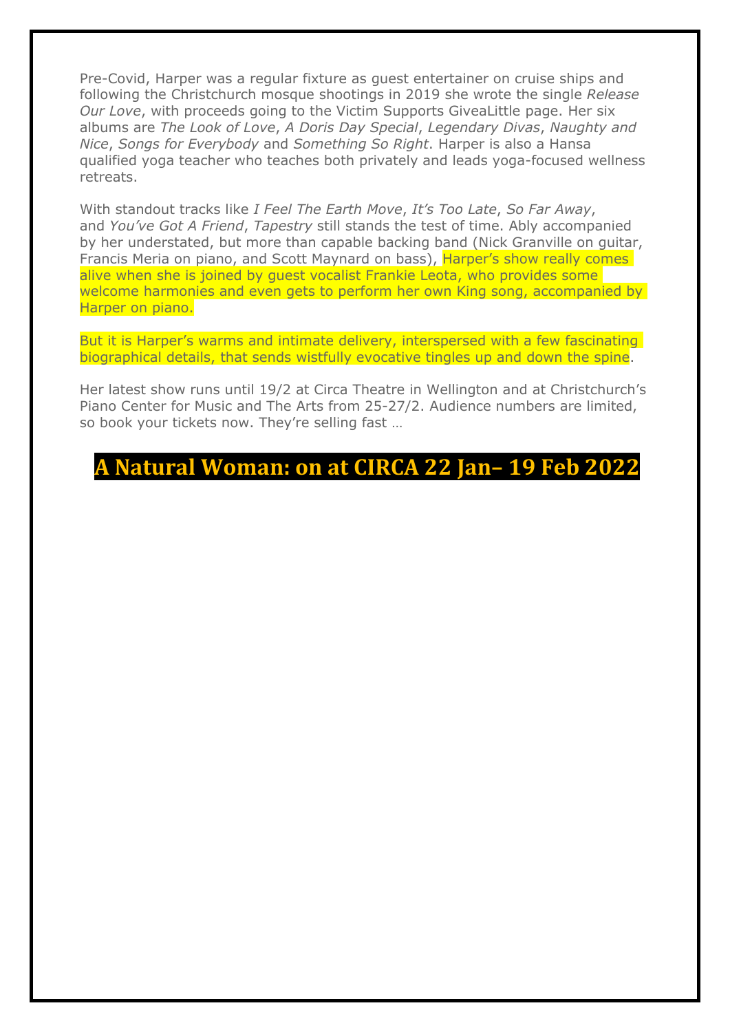Pre-Covid, Harper was a regular fixture as guest entertainer on cruise ships and following the Christchurch mosque shootings in 2019 she wrote the single *Release Our Love*, with proceeds going to the Victim Supports GiveaLittle page. Her six albums are *The Look of Love*, *A Doris Day Special*, *Legendary Divas*, *Naughty and Nice*, *Songs for Everybody* and *Something So Right*. Harper is also a Hansa qualified yoga teacher who teaches both privately and leads yoga-focused wellness retreats.

With standout tracks like *I Feel The Earth Move*, *It's Too Late*, *So Far Away*, and *You've Got A Friend*, *Tapestry* still stands the test of time. Ably accompanied by her understated, but more than capable backing band (Nick Granville on guitar, Francis Meria on piano, and Scott Maynard on bass), Harper's show really comes alive when she is joined by guest vocalist Frankie Leota, who provides some welcome harmonies and even gets to perform her own King song, accompanied by Harper on piano.

But it is Harper's warms and intimate delivery, interspersed with a few fascinating biographical details, that sends wistfully evocative tingles up and down the spine.

Her latest show runs until 19/2 at Circa Theatre in Wellington and at Christchurch's Piano Center for Music and The Arts from 25-27/2. Audience numbers are limited, so book your tickets now. They're selling fast …

## A Natural Woman: on at CIRCA 22 Jan– 19 Feb 2022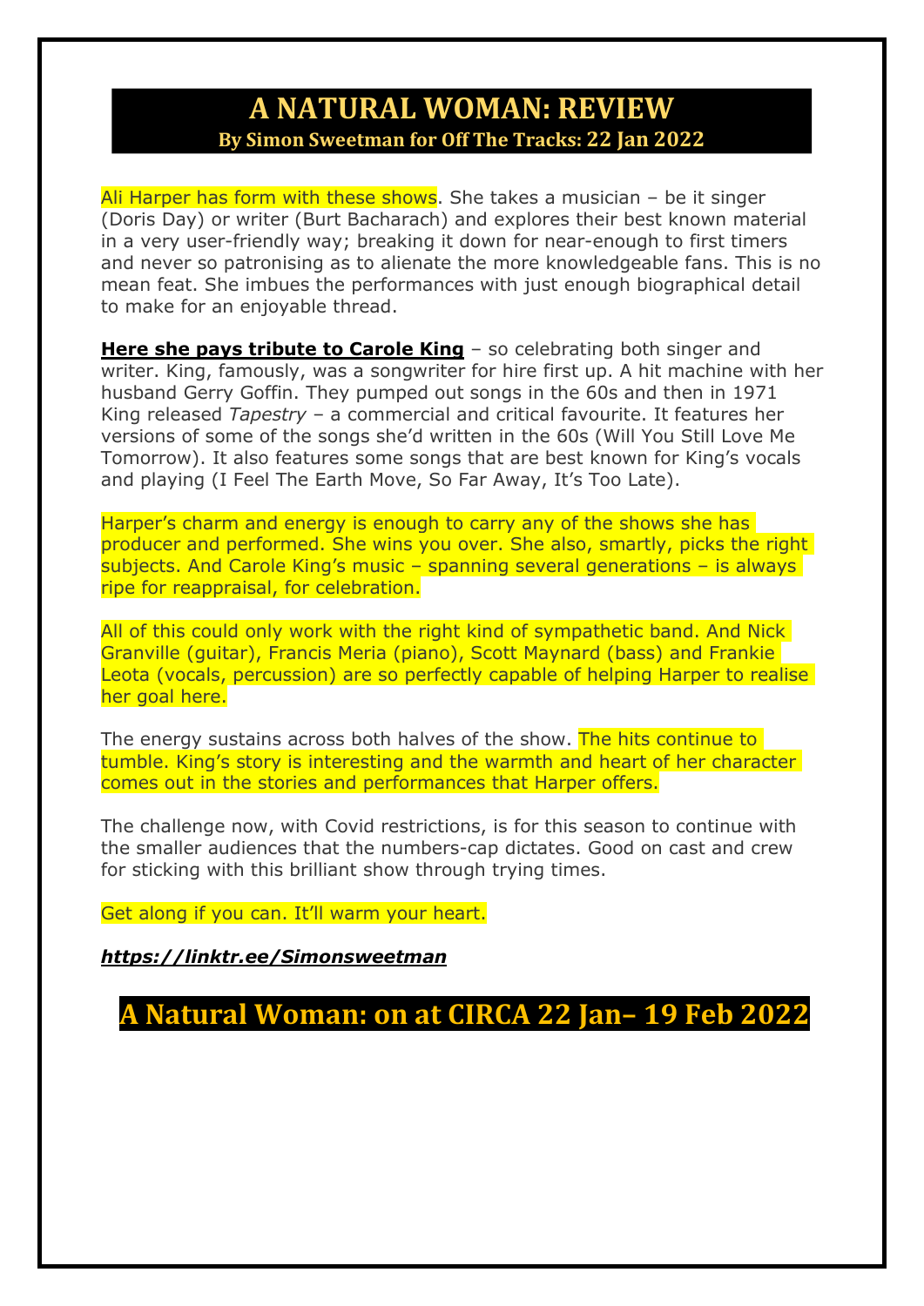# A NATURAL WOMAN: REVIEW

**By Simon Sweetman for Off The Tracks: 22 Jan 2022**

Ali Harper has form with these shows. She takes a musician – be it singer (Doris Day) or writer (Burt Bacharach) and explores their best known material in a very user-friendly way; breaking it down for near-enough to first timers and never so patronising as to alienate the more knowledgeable fans. This is no mean feat. She imbues the performances with just enough biographical detail to make for an enjoyable thread.

**Here she pays tribute to Carole King** – so celebrating both singer and writer. King, famously, was a songwriter for hire first up. A hit machine with her husband Gerry Goffin. They pumped out songs in the 60s and then in 1971 King released *Tapestry* – a commercial and critical favourite. It features her versions of some of the songs she'd written in the 60s (Will You Still Love Me Tomorrow). It also features some songs that are best known for King's vocals and playing (I Feel The Earth Move, So Far Away, It's Too Late).

Harper's charm and energy is enough to carry any of the shows she has producer and performed. She wins you over. She also, smartly, picks the right subjects. And Carole King's music – spanning several generations – is always ripe for reappraisal, for celebration.

All of this could only work with the right kind of sympathetic band. And Nick Granville (guitar), Francis Meria (piano), Scott Maynard (bass) and Frankie Leota (vocals, percussion) are so perfectly capable of helping Harper to realise her goal here.

The energy sustains across both halves of the show. The hits continue to tumble. King's story is interesting and the warmth and heart of her character comes out in the stories and performances that Harper offers.

The challenge now, with Covid restrictions, is for this season to continue with the smaller audiences that the numbers-cap dictates. Good on cast and crew for sticking with this brilliant show through trying times.

Get along if you can. It'll warm your heart.

***https://linktr.ee/Simonsweetman***

## A Natural Woman: on at CIRCA 22 Jan– 19 Feb 2022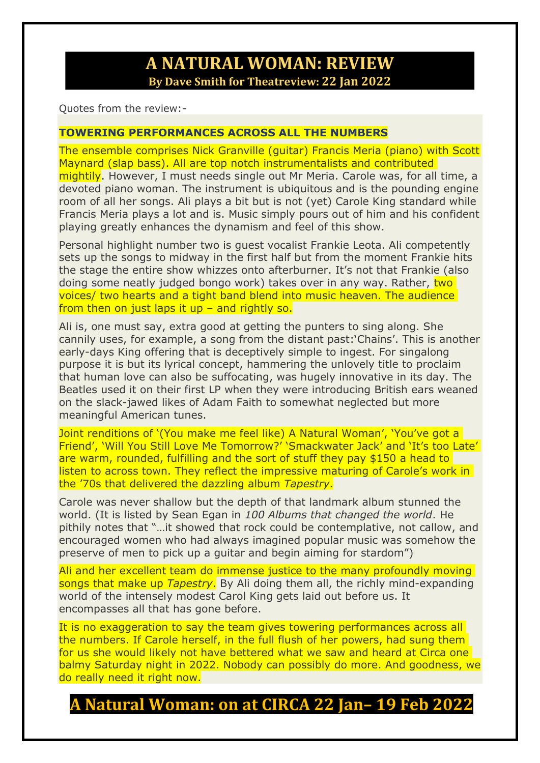# A NATURAL WOMAN: REVIEW

**By Dave Smith for Theatreview: 22 Jan 2022**

Quotes from the review:-

**TOWERING PERFORMANCES ACROSS ALL THE NUMBERS**

The ensemble comprises Nick Granville (guitar) Francis Meria (piano) with Scott Maynard (slap bass). All are top notch instrumentalists and contributed mightily. However, I must needs single out Mr Meria. Carole was, for all time, a devoted piano woman. The instrument is ubiquitous and is the pounding engine room of all her songs. Ali plays a bit but is not (yet) Carole King standard while Francis Meria plays a lot and is. Music simply pours out of him and his confident playing greatly enhances the dynamism and feel of this show.

Personal highlight number two is guest vocalist Frankie Leota. Ali competently sets up the songs to midway in the first half but from the moment Frankie hits the stage the entire show whizzes onto afterburner. It's not that Frankie (also doing some neatly judged bongo work) takes over in any way. Rather, two voices/ two hearts and a tight band blend into music heaven. The audience from then on just laps it up – and rightly so.

Ali is, one must say, extra good at getting the punters to sing along. She cannily uses, for example, a song from the distant past:'Chains'. This is another early-days King offering that is deceptively simple to ingest. For singalong purpose it is but its lyrical concept, hammering the unlovely title to proclaim that human love can also be suffocating, was hugely innovative in its day. The Beatles used it on their first LP when they were introducing British ears weaned on the slack-jawed likes of Adam Faith to somewhat neglected but more meaningful American tunes.

Joint renditions of '(You make me feel like) A Natural Woman', 'You've got a Friend', 'Will You Still Love Me Tomorrow?' 'Smackwater Jack' and 'It's too Late' are warm, rounded, fulfilling and the sort of stuff they pay $150 a head to listen to across town. They reflect the impressive maturing of Carole's work in the '70s that delivered the dazzling album *Tapestry*.

Carole was never shallow but the depth of that landmark album stunned the world. (It is listed by Sean Egan in *100 Albums that changed the world*. He pithily notes that "…it showed that rock could be contemplative, not callow, and encouraged women who had always imagined popular music was somehow the preserve of men to pick up a guitar and begin aiming for stardom")

Ali and her excellent team do immense justice to the many profoundly moving songs that make up *Tapestry*. By Ali doing them all, the richly mind-expanding world of the intensely modest Carol King gets laid out before us. It encompasses all that has gone before.

It is no exaggeration to say the team gives towering performances across all the numbers. If Carole herself, in the full flush of her powers, had sung them for us she would likely not have bettered what we saw and heard at Circa one balmy Saturday night in 2022. Nobody can possibly do more. And goodness, we do really need it right now.

## A Natural Woman: on at CIRCA 22 Jan– 19 Feb 2022